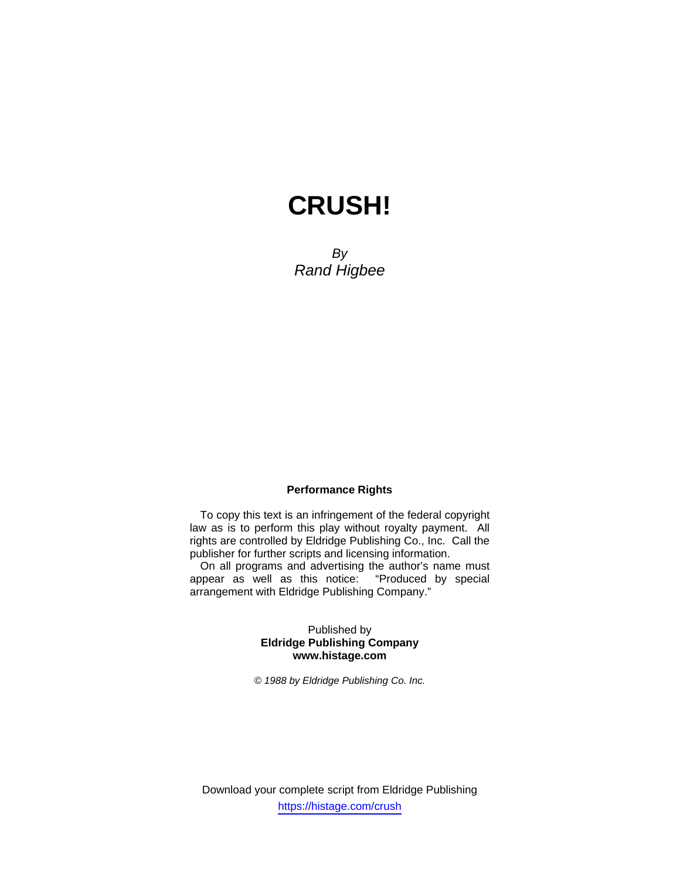# CRUSH!

*By*
*Rand Higbee*

**Performance Rights**

To copy this text is an infringement of the federal copyright law as is to perform this play without royalty payment. All rights are controlled by Eldridge Publishing Co., Inc. Call the publisher for further scripts and licensing information.

On all programs and advertising the author's name must appear as well as this notice: "Produced by special arrangement with Eldridge Publishing Company."

Published by
**Eldridge Publishing Company**
**www.histage.com**

*© 1988 by Eldridge Publishing Co. Inc.*

Download your complete script from Eldridge Publishing
https://histage.com/crush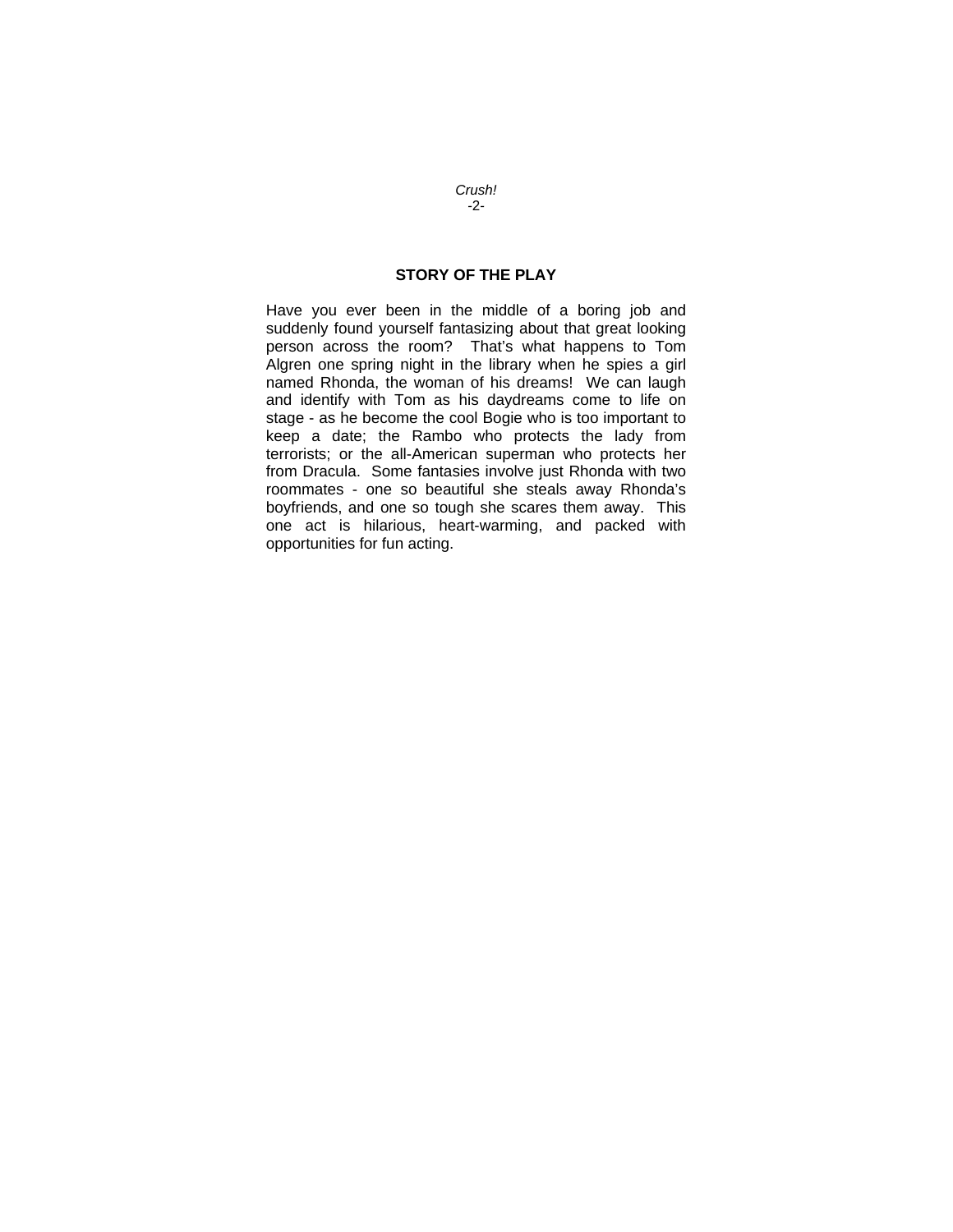## STORY OF THE PLAY

Have you ever been in the middle of a boring job and suddenly found yourself fantasizing about that great looking person across the room? That's what happens to Tom Algren one spring night in the library when he spies a girl named Rhonda, the woman of his dreams! We can laugh and identify with Tom as his daydreams come to life on stage - as he become the cool Bogie who is too important to keep a date; the Rambo who protects the lady from terrorists; or the all-American superman who protects her from Dracula. Some fantasies involve just Rhonda with two roommates - one so beautiful she steals away Rhonda's boyfriends, and one so tough she scares them away. This one act is hilarious, heart-warming, and packed with opportunities for fun acting.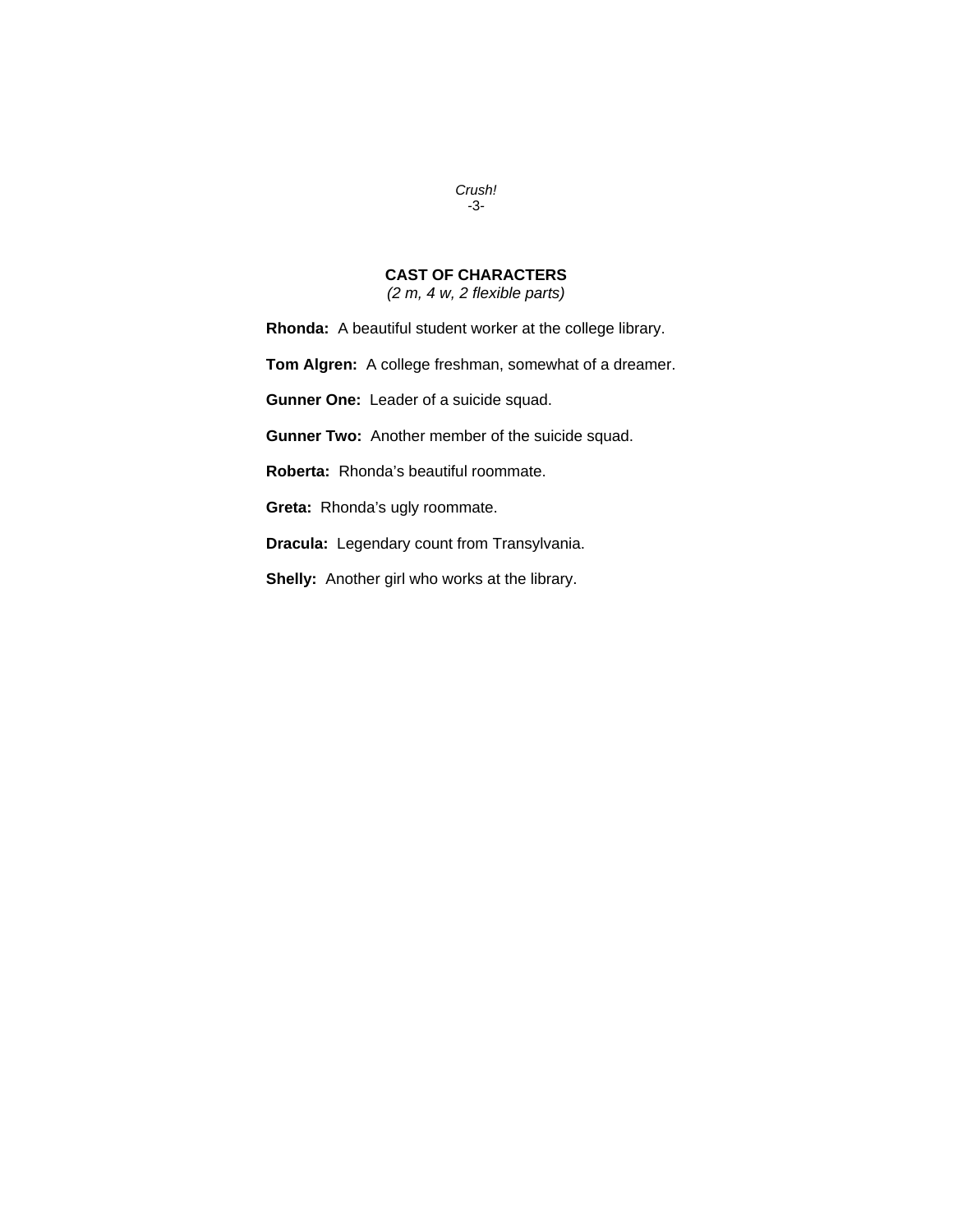## CAST OF CHARACTERS

*(2 m, 4 w, 2 flexible parts)*

**Rhonda:** A beautiful student worker at the college library.

**Tom Algren:** A college freshman, somewhat of a dreamer.

**Gunner One:** Leader of a suicide squad.

**Gunner Two:** Another member of the suicide squad.

**Roberta:** Rhonda's beautiful roommate.

**Greta:** Rhonda's ugly roommate.

**Dracula:** Legendary count from Transylvania.

**Shelly:** Another girl who works at the library.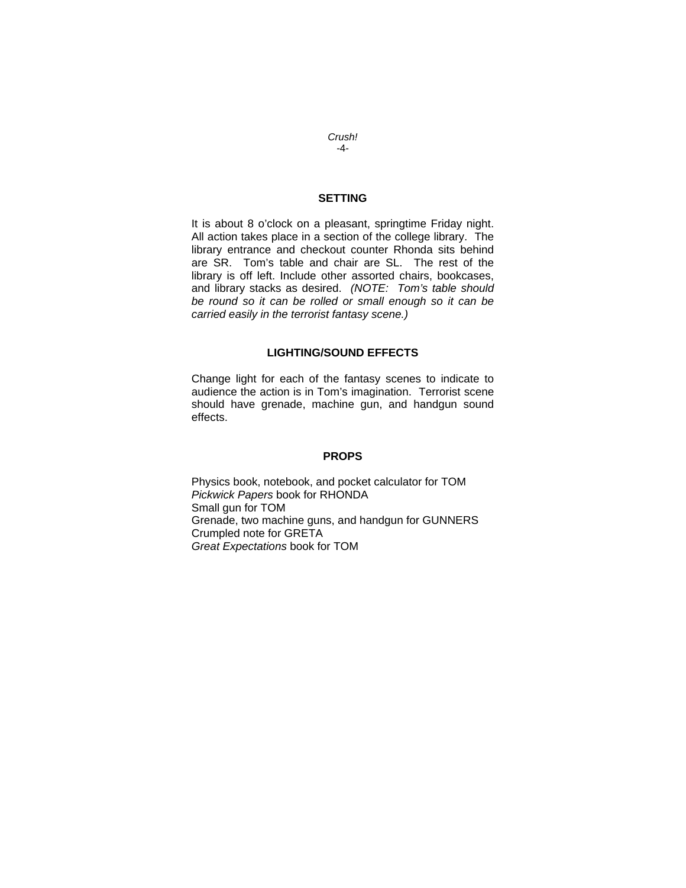## SETTING

It is about 8 o'clock on a pleasant, springtime Friday night. All action takes place in a section of the college library. The library entrance and checkout counter Rhonda sits behind are SR. Tom's table and chair are SL. The rest of the library is off left. Include other assorted chairs, bookcases, and library stacks as desired. *(NOTE: Tom's table should be round so it can be rolled or small enough so it can be carried easily in the terrorist fantasy scene.)*

## LIGHTING/SOUND EFFECTS

Change light for each of the fantasy scenes to indicate to audience the action is in Tom's imagination. Terrorist scene should have grenade, machine gun, and handgun sound effects.

## PROPS

Physics book, notebook, and pocket calculator for TOM
*Pickwick Papers* book for RHONDA
Small gun for TOM
Grenade, two machine guns, and handgun for GUNNERS
Crumpled note for GRETA
*Great Expectations* book for TOM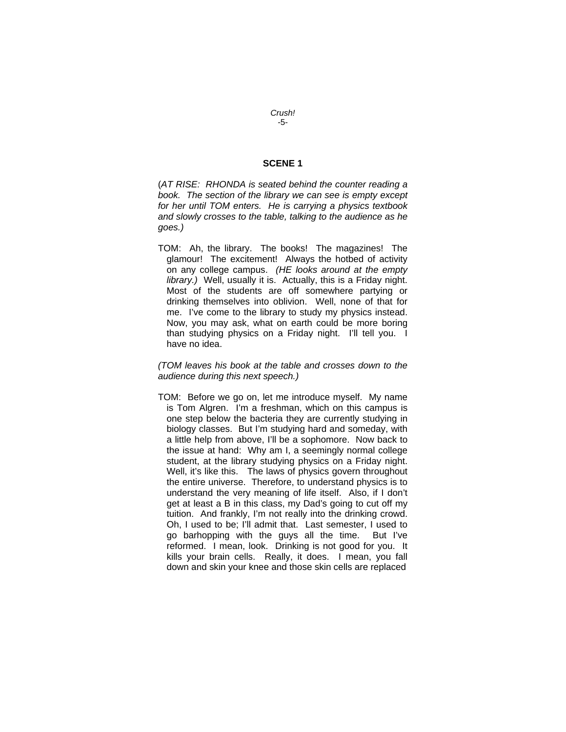## SCENE 1

(*AT RISE: RHONDA is seated behind the counter reading a book. The section of the library we can see is empty except for her until TOM enters. He is carrying a physics textbook and slowly crosses to the table, talking to the audience as he goes.)*

TOM: Ah, the library. The books! The magazines! The glamour! The excitement! Always the hotbed of activity on any college campus. *(HE looks around at the empty library.)* Well, usually it is. Actually, this is a Friday night. Most of the students are off somewhere partying or drinking themselves into oblivion. Well, none of that for me. I've come to the library to study my physics instead. Now, you may ask, what on earth could be more boring than studying physics on a Friday night. I'll tell you. I have no idea.

*(TOM leaves his book at the table and crosses down to the audience during this next speech.)*

TOM: Before we go on, let me introduce myself. My name is Tom Algren. I'm a freshman, which on this campus is one step below the bacteria they are currently studying in biology classes. But I'm studying hard and someday, with a little help from above, I'll be a sophomore. Now back to the issue at hand: Why am I, a seemingly normal college student, at the library studying physics on a Friday night. Well, it's like this. The laws of physics govern throughout the entire universe. Therefore, to understand physics is to understand the very meaning of life itself. Also, if I don't get at least a B in this class, my Dad's going to cut off my tuition. And frankly, I'm not really into the drinking crowd. Oh, I used to be; I'll admit that. Last semester, I used to go barhopping with the guys all the time. But I've reformed. I mean, look. Drinking is not good for you. It kills your brain cells. Really, it does. I mean, you fall down and skin your knee and those skin cells are replaced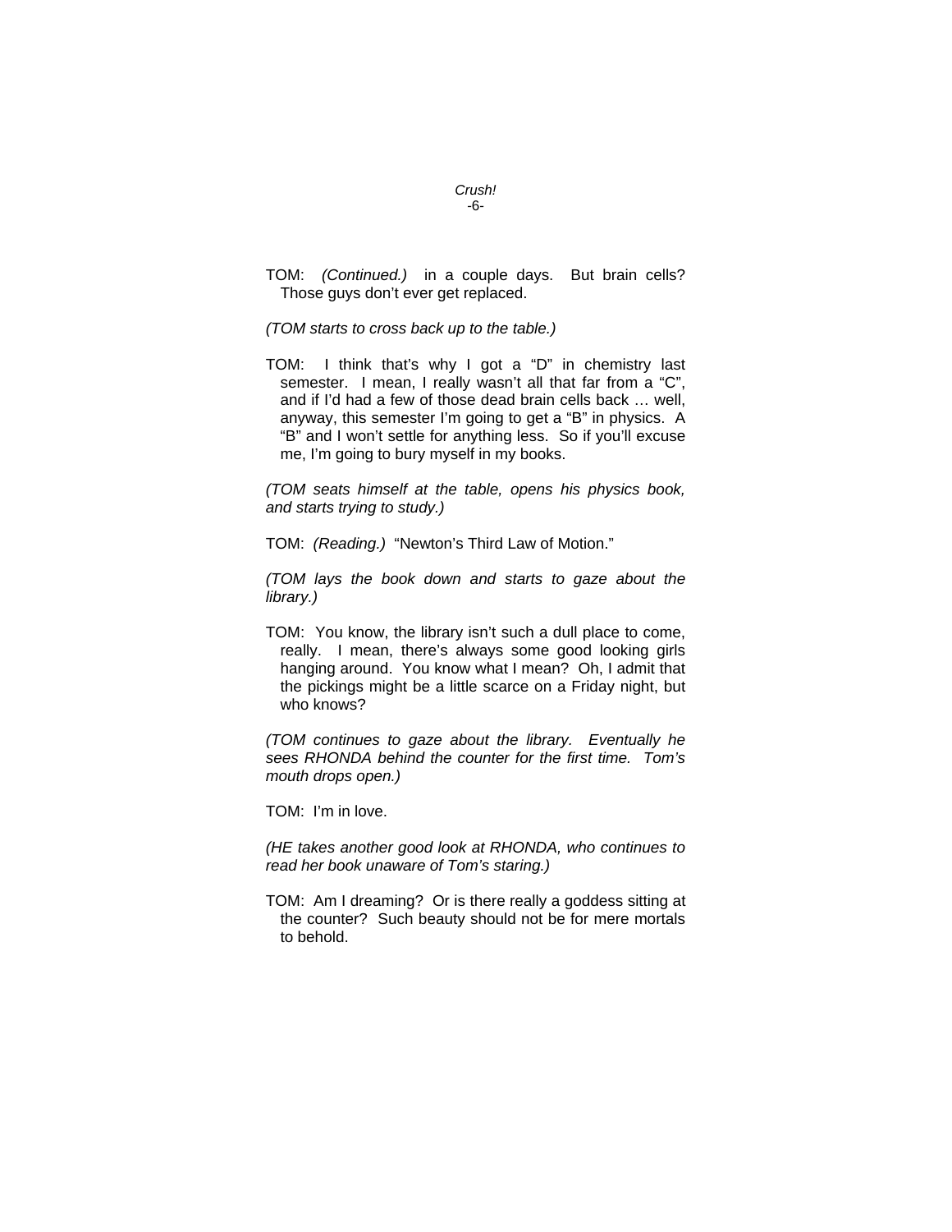TOM: *(Continued.)* in a couple days. But brain cells? Those guys don't ever get replaced.

*(TOM starts to cross back up to the table.)*

TOM: I think that's why I got a "D" in chemistry last semester. I mean, I really wasn't all that far from a "C", and if I'd had a few of those dead brain cells back … well, anyway, this semester I'm going to get a "B" in physics. A "B" and I won't settle for anything less. So if you'll excuse me, I'm going to bury myself in my books.

*(TOM seats himself at the table, opens his physics book, and starts trying to study.)*

TOM: *(Reading.)* "Newton's Third Law of Motion."

*(TOM lays the book down and starts to gaze about the library.)*

TOM: You know, the library isn't such a dull place to come, really. I mean, there's always some good looking girls hanging around. You know what I mean? Oh, I admit that the pickings might be a little scarce on a Friday night, but who knows?

*(TOM continues to gaze about the library. Eventually he sees RHONDA behind the counter for the first time. Tom's mouth drops open.)*

TOM: I'm in love.

*(HE takes another good look at RHONDA, who continues to read her book unaware of Tom's staring.)*

TOM: Am I dreaming? Or is there really a goddess sitting at the counter? Such beauty should not be for mere mortals to behold.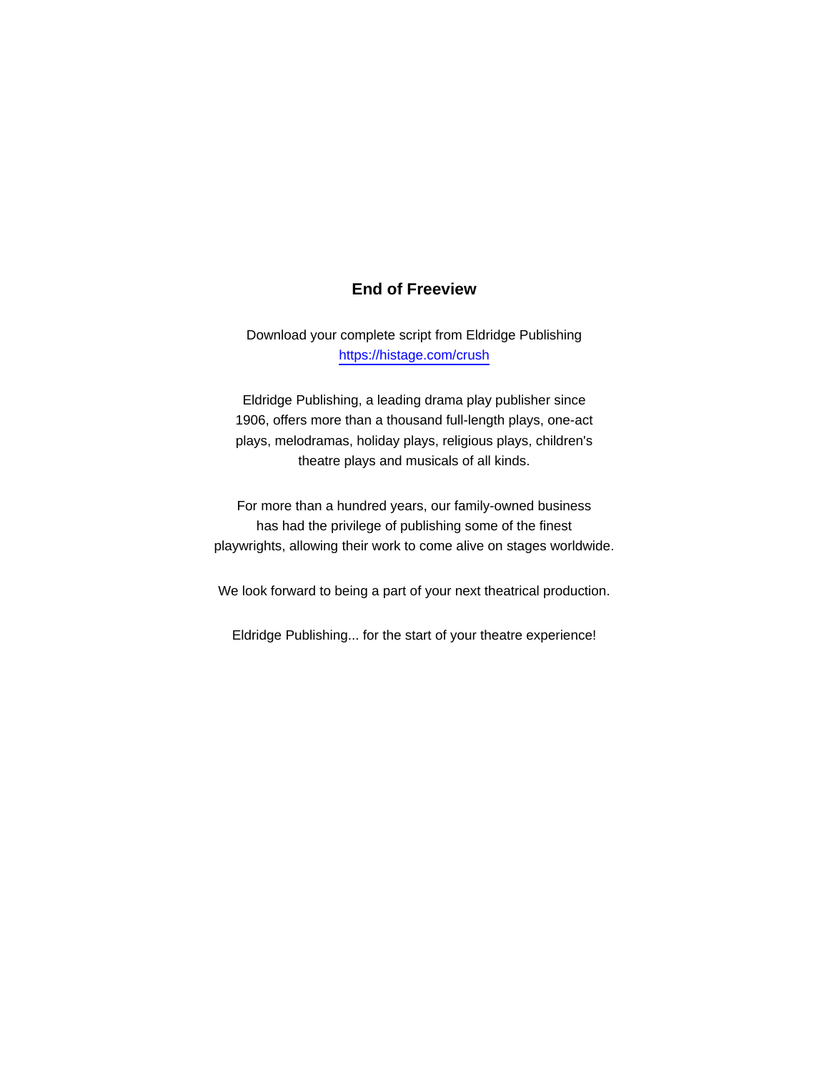**End of Freeview**

Download your complete script from Eldridge Publishing
https://histage.com/crush

Eldridge Publishing, a leading drama play publisher since 1906, offers more than a thousand full-length plays, one-act plays, melodramas, holiday plays, religious plays, children's theatre plays and musicals of all kinds.

For more than a hundred years, our family-owned business has had the privilege of publishing some of the finest playwrights, allowing their work to come alive on stages worldwide.

We look forward to being a part of your next theatrical production.

Eldridge Publishing... for the start of your theatre experience!